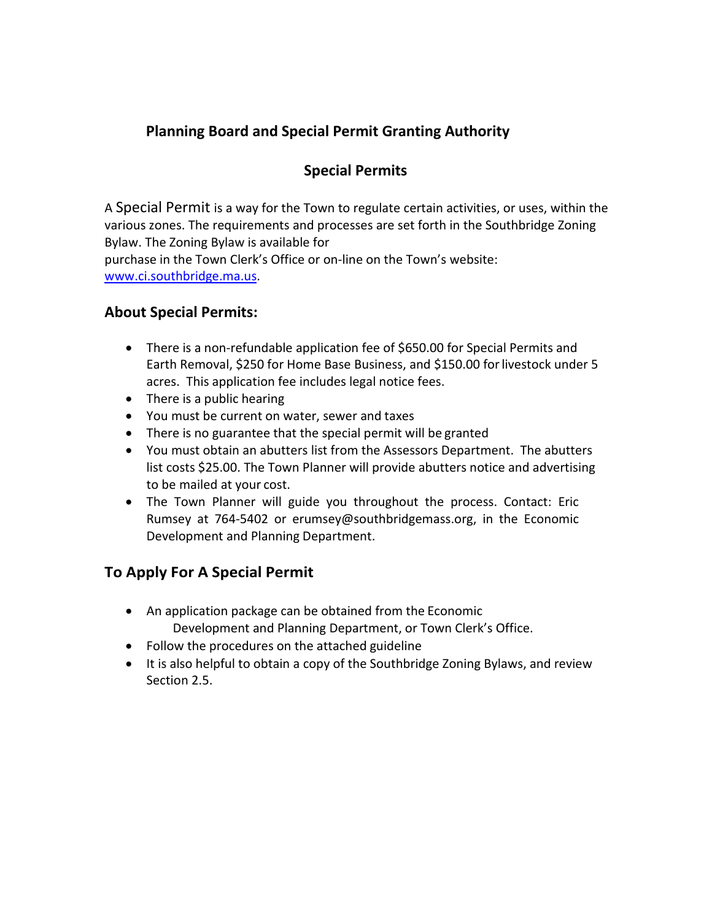## Planning Board and Special Permit Granting Authority

## Special Permits

A Special Permit is a way for the Town to regulate certain activities, or uses, within the various zones. The requirements and processes are set forth in the Southbridge Zoning Bylaw. The Zoning Bylaw is available for purchase in the Town Clerk's Office or on-line on the Town's website: www.ci.southbridge.ma.us.

### About Special Permits:

- There is a non-refundable application fee of $650.00 for Special Permits and Earth Removal, $250 for Home Base Business, and $150.00 for livestock under 5 acres. This application fee includes legal notice fees.
- There is a public hearing
- You must be current on water, sewer and taxes
- There is no guarantee that the special permit will be granted
- You must obtain an abutters list from the Assessors Department. The abutters list costs $25.00. The Town Planner will provide abutters notice and advertising to be mailed at your cost.
- The Town Planner will guide you throughout the process. Contact: Eric Rumsey at 764-5402 or erumsey@southbridgemass.org, in the Economic Development and Planning Department.

### To Apply For A Special Permit

- An application package can be obtained from the Economic Development and Planning Department, or Town Clerk's Office.
- Follow the procedures on the attached guideline
- It is also helpful to obtain a copy of the Southbridge Zoning Bylaws, and review Section 2.5.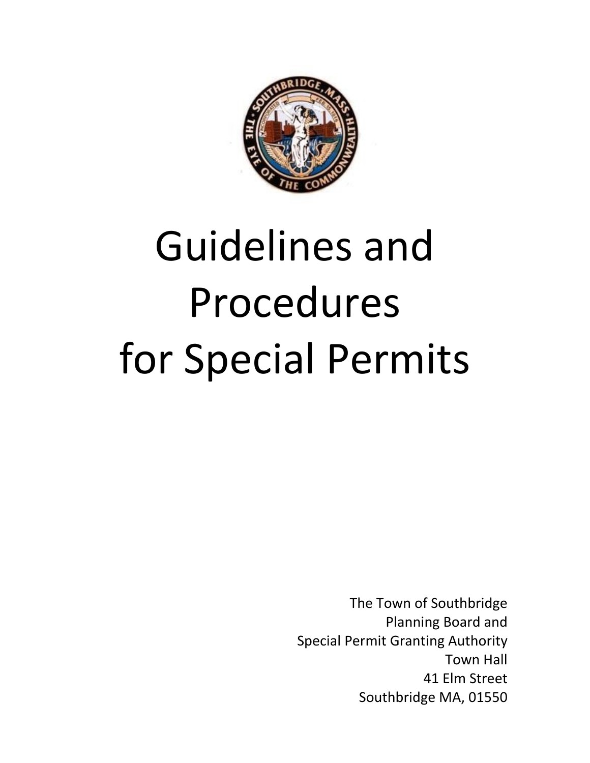# Guidelines and Procedures for Special Permits

The Town of Southbridge
Planning Board and
Special Permit Granting Authority
Town Hall
41 Elm Street
Southbridge MA, 01550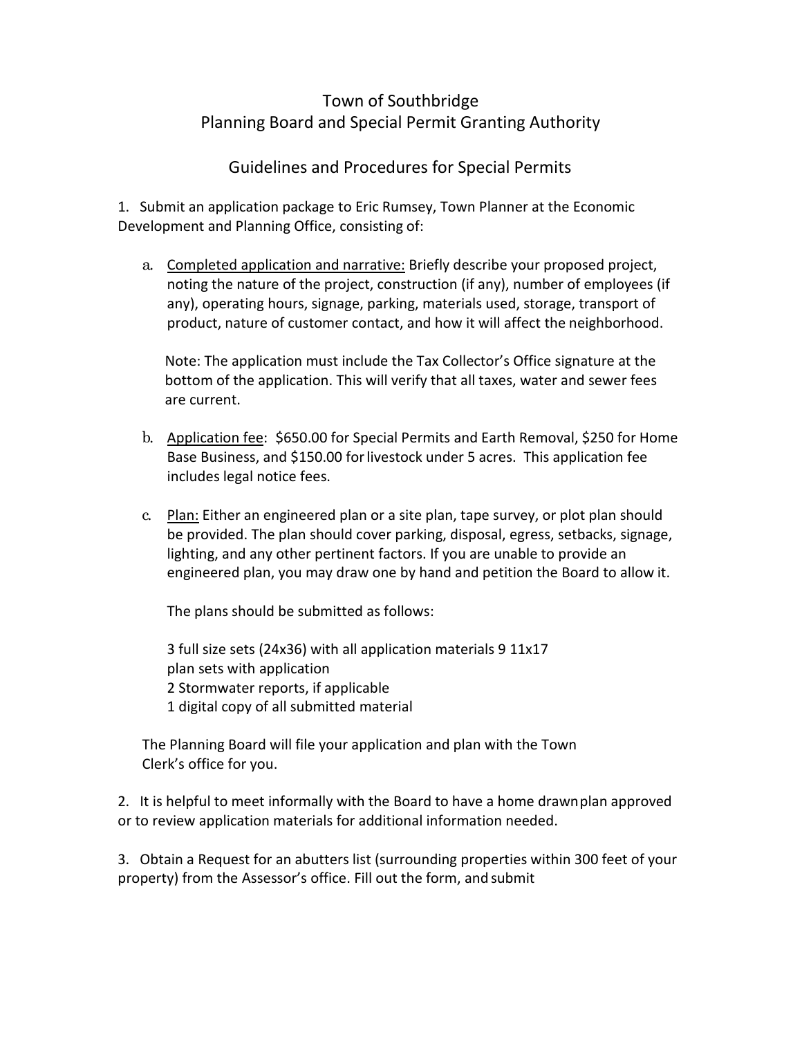Town of Southbridge
Planning Board and Special Permit Granting Authority

## Guidelines and Procedures for Special Permits

1. Submit an application package to Eric Rumsey, Town Planner at the Economic Development and Planning Office, consisting of:

   a. <u>Completed application and narrative:</u> Briefly describe your proposed project, noting the nature of the project, construction (if any), number of employees (if any), operating hours, signage, parking, materials used, storage, transport of product, nature of customer contact, and how it will affect the neighborhood.

      Note: The application must include the Tax Collector's Office signature at the bottom of the application. This will verify that all taxes, water and sewer fees are current.

   b. <u>Application fee</u>: $650.00 for Special Permits and Earth Removal, $250 for Home Base Business, and $150.00 for livestock under 5 acres. This application fee includes legal notice fees.

   c. <u>Plan:</u> Either an engineered plan or a site plan, tape survey, or plot plan should be provided. The plan should cover parking, disposal, egress, setbacks, signage, lighting, and any other pertinent factors. If you are unable to provide an engineered plan, you may draw one by hand and petition the Board to allow it.

      The plans should be submitted as follows:

      3 full size sets (24x36) with all application materials 9 11x17 plan sets with application
      2 Stormwater reports, if applicable
      1 digital copy of all submitted material

   The Planning Board will file your application and plan with the Town Clerk's office for you.

2. It is helpful to meet informally with the Board to have a home drawn plan approved or to review application materials for additional information needed.

3. Obtain a Request for an abutters list (surrounding properties within 300 feet of your property) from the Assessor's office. Fill out the form, and submit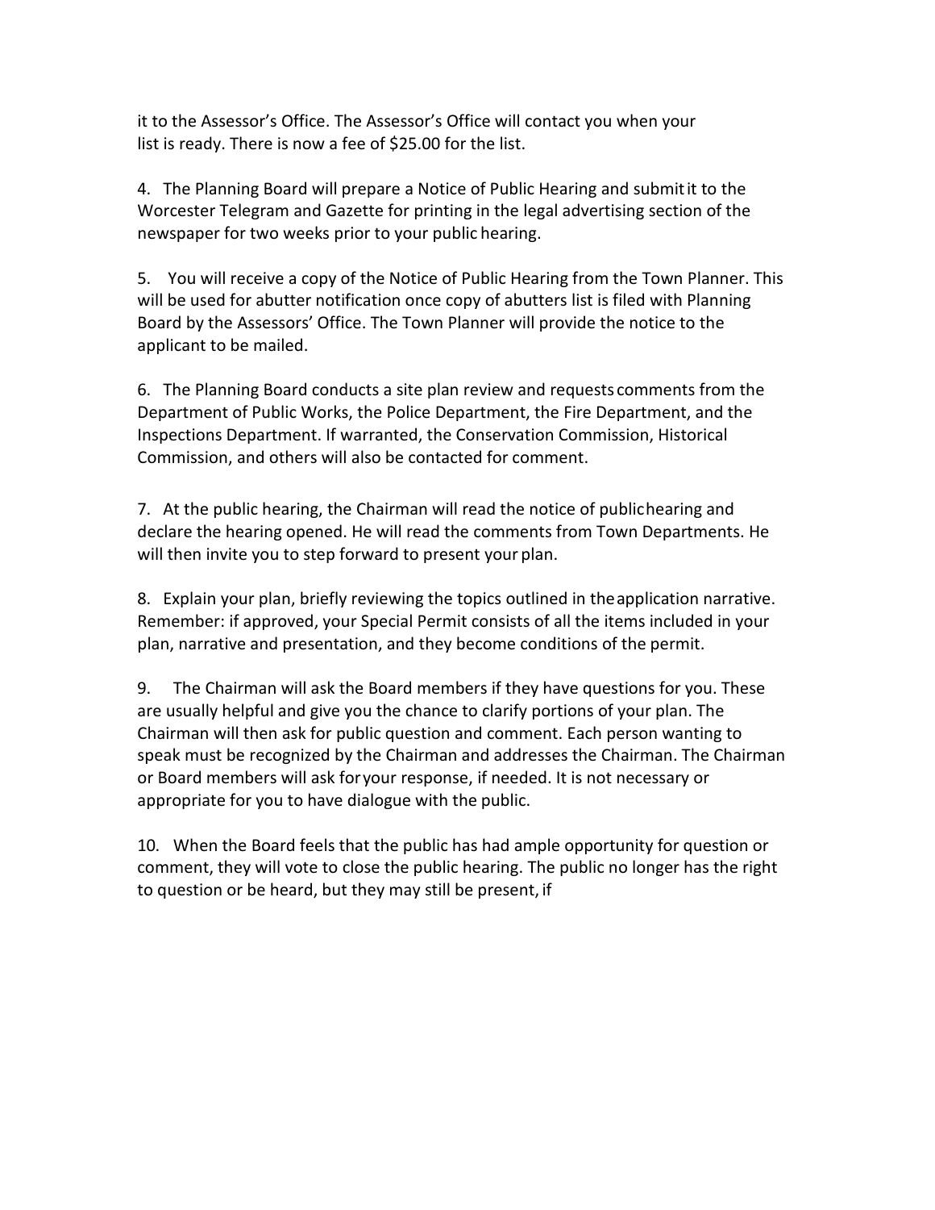it to the Assessor's Office. The Assessor's Office will contact you when your list is ready. There is now a fee of $25.00 for the list.

4. The Planning Board will prepare a Notice of Public Hearing and submit it to the Worcester Telegram and Gazette for printing in the legal advertising section of the newspaper for two weeks prior to your public hearing.

5. You will receive a copy of the Notice of Public Hearing from the Town Planner. This will be used for abutter notification once copy of abutters list is filed with Planning Board by the Assessors' Office. The Town Planner will provide the notice to the applicant to be mailed.

6. The Planning Board conducts a site plan review and requests comments from the Department of Public Works, the Police Department, the Fire Department, and the Inspections Department. If warranted, the Conservation Commission, Historical Commission, and others will also be contacted for comment.

7. At the public hearing, the Chairman will read the notice of public hearing and declare the hearing opened. He will read the comments from Town Departments. He will then invite you to step forward to present your plan.

8. Explain your plan, briefly reviewing the topics outlined in the application narrative. Remember: if approved, your Special Permit consists of all the items included in your plan, narrative and presentation, and they become conditions of the permit.

9. The Chairman will ask the Board members if they have questions for you. These are usually helpful and give you the chance to clarify portions of your plan. The Chairman will then ask for public question and comment. Each person wanting to speak must be recognized by the Chairman and addresses the Chairman. The Chairman or Board members will ask for your response, if needed. It is not necessary or appropriate for you to have dialogue with the public.

10. When the Board feels that the public has had ample opportunity for question or comment, they will vote to close the public hearing. The public no longer has the right to question or be heard, but they may still be present, if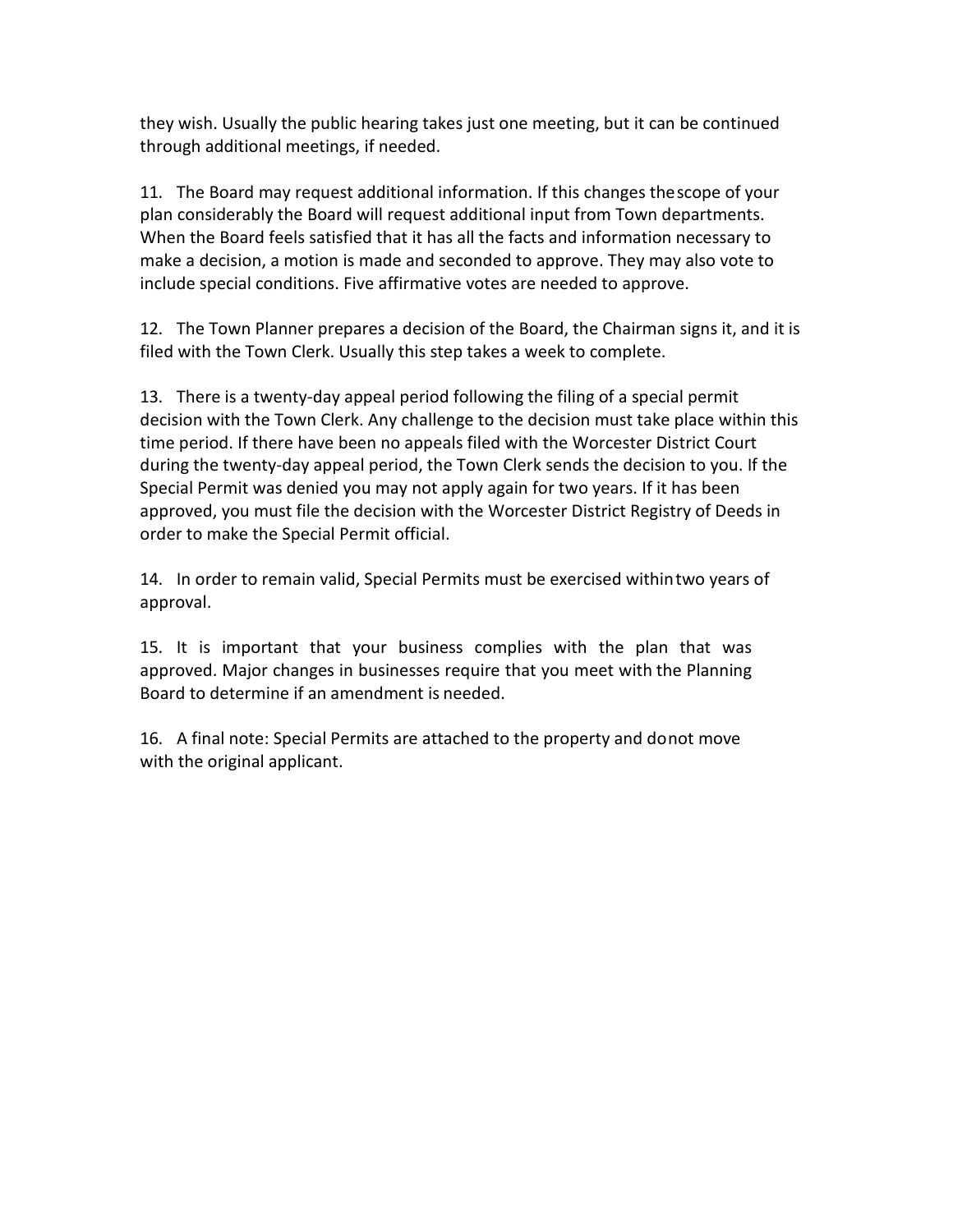they wish. Usually the public hearing takes just one meeting, but it can be continued through additional meetings, if needed.

11. The Board may request additional information. If this changes the scope of your plan considerably the Board will request additional input from Town departments. When the Board feels satisfied that it has all the facts and information necessary to make a decision, a motion is made and seconded to approve. They may also vote to include special conditions. Five affirmative votes are needed to approve.

12. The Town Planner prepares a decision of the Board, the Chairman signs it, and it is filed with the Town Clerk. Usually this step takes a week to complete.

13. There is a twenty-day appeal period following the filing of a special permit decision with the Town Clerk. Any challenge to the decision must take place within this time period. If there have been no appeals filed with the Worcester District Court during the twenty-day appeal period, the Town Clerk sends the decision to you. If the Special Permit was denied you may not apply again for two years. If it has been approved, you must file the decision with the Worcester District Registry of Deeds in order to make the Special Permit official.

14. In order to remain valid, Special Permits must be exercised within two years of approval.

15. It is important that your business complies with the plan that was approved. Major changes in businesses require that you meet with the Planning Board to determine if an amendment is needed.

16. A final note: Special Permits are attached to the property and do not move with the original applicant.